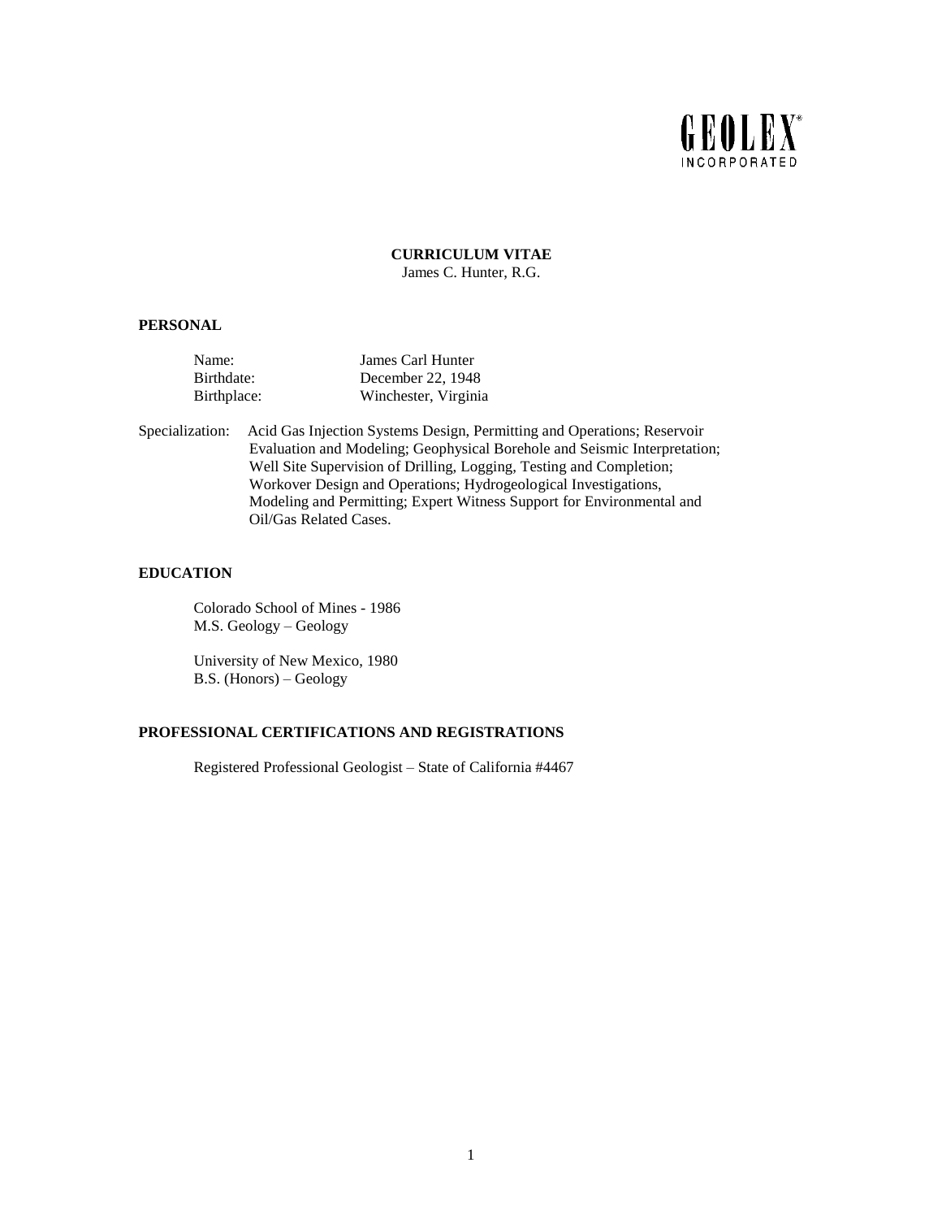GEOLEX®
INCORPORATED

# CURRICULUM VITAE

James C. Hunter, R.G.

## PERSONAL

| | |
|---|---|
| Name: | James Carl Hunter |
| Birthdate: | December 22, 1948 |
| Birthplace: | Winchester, Virginia |

Specialization: Acid Gas Injection Systems Design, Permitting and Operations; Reservoir Evaluation and Modeling; Geophysical Borehole and Seismic Interpretation; Well Site Supervision of Drilling, Logging, Testing and Completion; Workover Design and Operations; Hydrogeological Investigations, Modeling and Permitting; Expert Witness Support for Environmental and Oil/Gas Related Cases.

## EDUCATION

Colorado School of Mines - 1986
M.S. Geology – Geology

University of New Mexico, 1980
B.S. (Honors) – Geology

## PROFESSIONAL CERTIFICATIONS AND REGISTRATIONS

Registered Professional Geologist – State of California #4467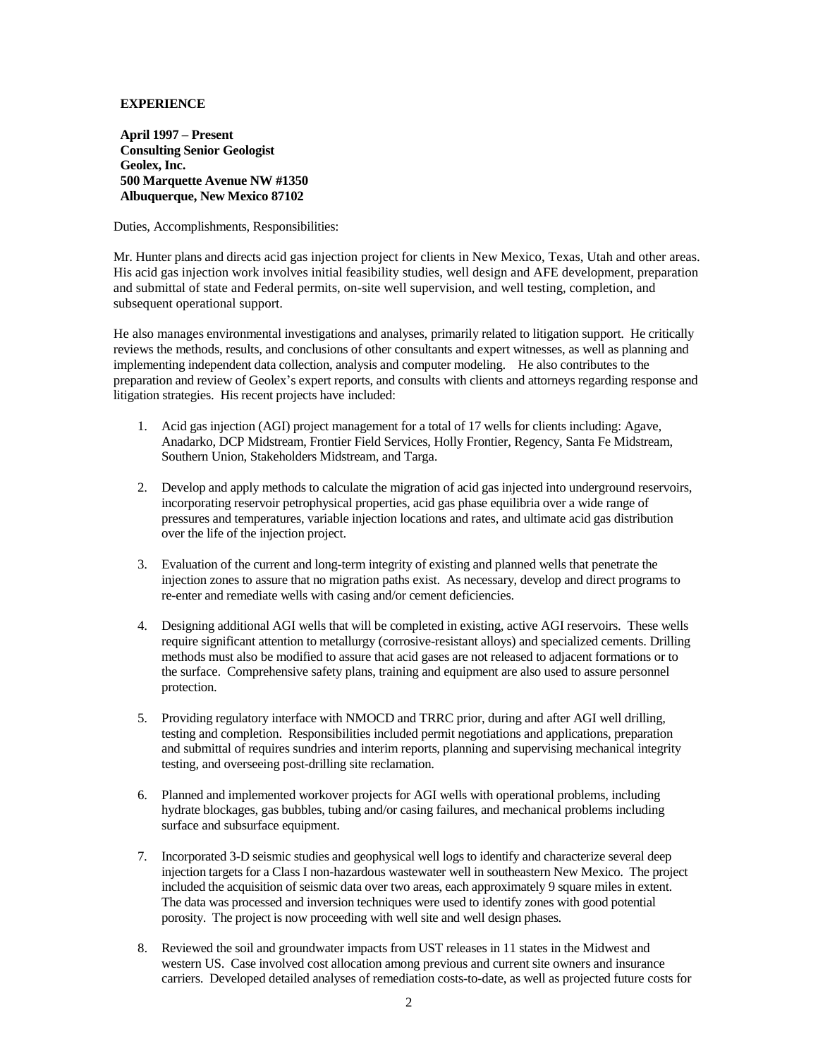**EXPERIENCE**

**April 1997 – Present**
**Consulting Senior Geologist**
**Geolex, Inc.**
**500 Marquette Avenue NW #1350**
**Albuquerque, New Mexico 87102**

Duties, Accomplishments, Responsibilities:

Mr. Hunter plans and directs acid gas injection project for clients in New Mexico, Texas, Utah and other areas. His acid gas injection work involves initial feasibility studies, well design and AFE development, preparation and submittal of state and Federal permits, on-site well supervision, and well testing, completion, and subsequent operational support.

He also manages environmental investigations and analyses, primarily related to litigation support. He critically reviews the methods, results, and conclusions of other consultants and expert witnesses, as well as planning and implementing independent data collection, analysis and computer modeling. He also contributes to the preparation and review of Geolex's expert reports, and consults with clients and attorneys regarding response and litigation strategies. His recent projects have included:

1. Acid gas injection (AGI) project management for a total of 17 wells for clients including: Agave, Anadarko, DCP Midstream, Frontier Field Services, Holly Frontier, Regency, Santa Fe Midstream, Southern Union, Stakeholders Midstream, and Targa.
2. Develop and apply methods to calculate the migration of acid gas injected into underground reservoirs, incorporating reservoir petrophysical properties, acid gas phase equilibria over a wide range of pressures and temperatures, variable injection locations and rates, and ultimate acid gas distribution over the life of the injection project.
3. Evaluation of the current and long-term integrity of existing and planned wells that penetrate the injection zones to assure that no migration paths exist. As necessary, develop and direct programs to re-enter and remediate wells with casing and/or cement deficiencies.
4. Designing additional AGI wells that will be completed in existing, active AGI reservoirs. These wells require significant attention to metallurgy (corrosive-resistant alloys) and specialized cements. Drilling methods must also be modified to assure that acid gases are not released to adjacent formations or to the surface. Comprehensive safety plans, training and equipment are also used to assure personnel protection.
5. Providing regulatory interface with NMOCD and TRRC prior, during and after AGI well drilling, testing and completion. Responsibilities included permit negotiations and applications, preparation and submittal of requires sundries and interim reports, planning and supervising mechanical integrity testing, and overseeing post-drilling site reclamation.
6. Planned and implemented workover projects for AGI wells with operational problems, including hydrate blockages, gas bubbles, tubing and/or casing failures, and mechanical problems including surface and subsurface equipment.
7. Incorporated 3-D seismic studies and geophysical well logs to identify and characterize several deep injection targets for a Class I non-hazardous wastewater well in southeastern New Mexico. The project included the acquisition of seismic data over two areas, each approximately 9 square miles in extent. The data was processed and inversion techniques were used to identify zones with good potential porosity. The project is now proceeding with well site and well design phases.
8. Reviewed the soil and groundwater impacts from UST releases in 11 states in the Midwest and western US. Case involved cost allocation among previous and current site owners and insurance carriers. Developed detailed analyses of remediation costs-to-date, as well as projected future costs for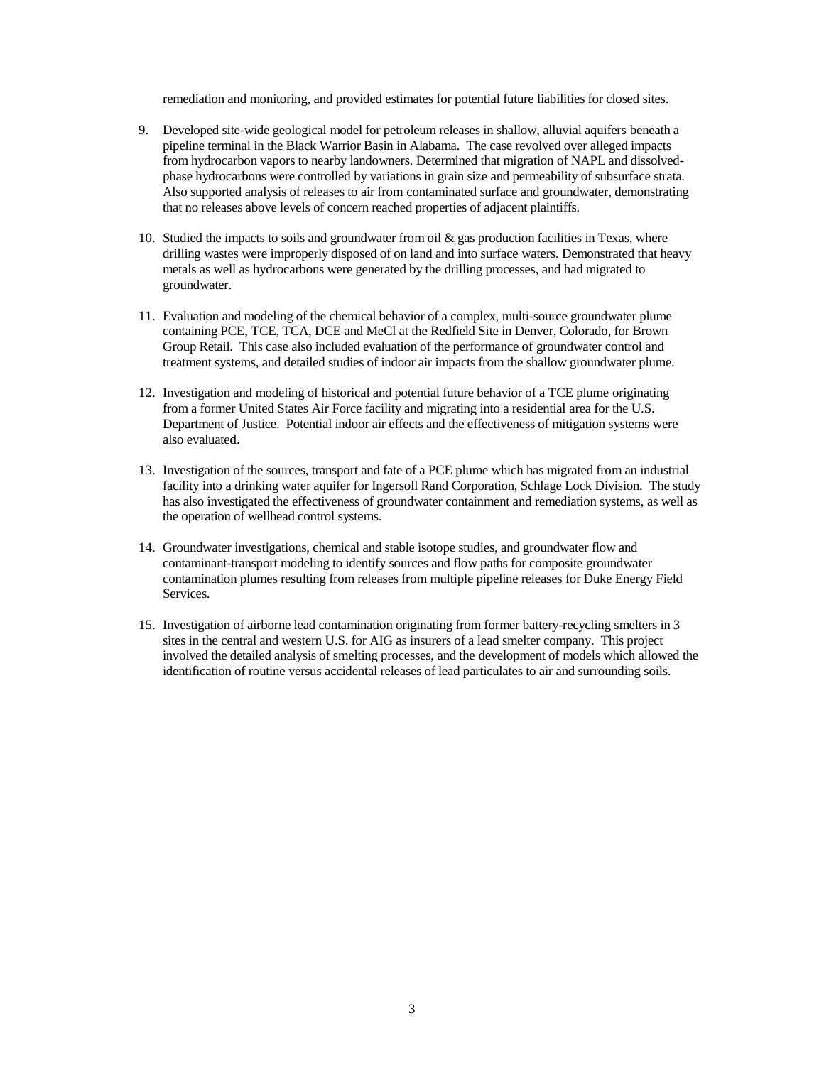remediation and monitoring, and provided estimates for potential future liabilities for closed sites.

9. Developed site-wide geological model for petroleum releases in shallow, alluvial aquifers beneath a pipeline terminal in the Black Warrior Basin in Alabama. The case revolved over alleged impacts from hydrocarbon vapors to nearby landowners. Determined that migration of NAPL and dissolved-phase hydrocarbons were controlled by variations in grain size and permeability of subsurface strata. Also supported analysis of releases to air from contaminated surface and groundwater, demonstrating that no releases above levels of concern reached properties of adjacent plaintiffs.

10. Studied the impacts to soils and groundwater from oil & gas production facilities in Texas, where drilling wastes were improperly disposed of on land and into surface waters. Demonstrated that heavy metals as well as hydrocarbons were generated by the drilling processes, and had migrated to groundwater.

11. Evaluation and modeling of the chemical behavior of a complex, multi-source groundwater plume containing PCE, TCE, TCA, DCE and MeCl at the Redfield Site in Denver, Colorado, for Brown Group Retail. This case also included evaluation of the performance of groundwater control and treatment systems, and detailed studies of indoor air impacts from the shallow groundwater plume.

12. Investigation and modeling of historical and potential future behavior of a TCE plume originating from a former United States Air Force facility and migrating into a residential area for the U.S. Department of Justice. Potential indoor air effects and the effectiveness of mitigation systems were also evaluated.

13. Investigation of the sources, transport and fate of a PCE plume which has migrated from an industrial facility into a drinking water aquifer for Ingersoll Rand Corporation, Schlage Lock Division. The study has also investigated the effectiveness of groundwater containment and remediation systems, as well as the operation of wellhead control systems.

14. Groundwater investigations, chemical and stable isotope studies, and groundwater flow and contaminant-transport modeling to identify sources and flow paths for composite groundwater contamination plumes resulting from releases from multiple pipeline releases for Duke Energy Field Services.

15. Investigation of airborne lead contamination originating from former battery-recycling smelters in 3 sites in the central and western U.S. for AIG as insurers of a lead smelter company. This project involved the detailed analysis of smelting processes, and the development of models which allowed the identification of routine versus accidental releases of lead particulates to air and surrounding soils.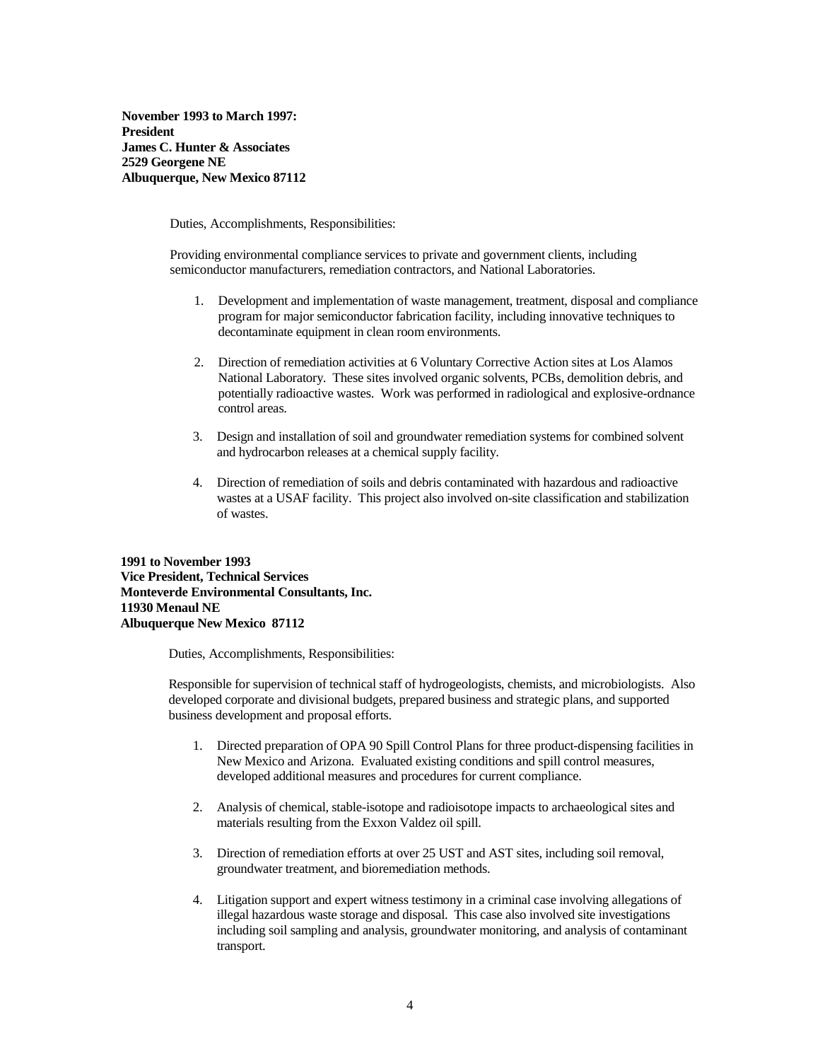**November 1993 to March 1997:**
**President**
**James C. Hunter & Associates**
**2529 Georgene NE**
**Albuquerque, New Mexico 87112**

Duties, Accomplishments, Responsibilities:

Providing environmental compliance services to private and government clients, including semiconductor manufacturers, remediation contractors, and National Laboratories.

1. Development and implementation of waste management, treatment, disposal and compliance program for major semiconductor fabrication facility, including innovative techniques to decontaminate equipment in clean room environments.

2. Direction of remediation activities at 6 Voluntary Corrective Action sites at Los Alamos National Laboratory. These sites involved organic solvents, PCBs, demolition debris, and potentially radioactive wastes. Work was performed in radiological and explosive-ordnance control areas.

3. Design and installation of soil and groundwater remediation systems for combined solvent and hydrocarbon releases at a chemical supply facility.

4. Direction of remediation of soils and debris contaminated with hazardous and radioactive wastes at a USAF facility. This project also involved on-site classification and stabilization of wastes.

**1991 to November 1993**
**Vice President, Technical Services**
**Monteverde Environmental Consultants, Inc.**
**11930 Menaul NE**
**Albuquerque New Mexico 87112**

Duties, Accomplishments, Responsibilities:

Responsible for supervision of technical staff of hydrogeologists, chemists, and microbiologists. Also developed corporate and divisional budgets, prepared business and strategic plans, and supported business development and proposal efforts.

1. Directed preparation of OPA 90 Spill Control Plans for three product-dispensing facilities in New Mexico and Arizona. Evaluated existing conditions and spill control measures, developed additional measures and procedures for current compliance.

2. Analysis of chemical, stable-isotope and radioisotope impacts to archaeological sites and materials resulting from the Exxon Valdez oil spill.

3. Direction of remediation efforts at over 25 UST and AST sites, including soil removal, groundwater treatment, and bioremediation methods.

4. Litigation support and expert witness testimony in a criminal case involving allegations of illegal hazardous waste storage and disposal. This case also involved site investigations including soil sampling and analysis, groundwater monitoring, and analysis of contaminant transport.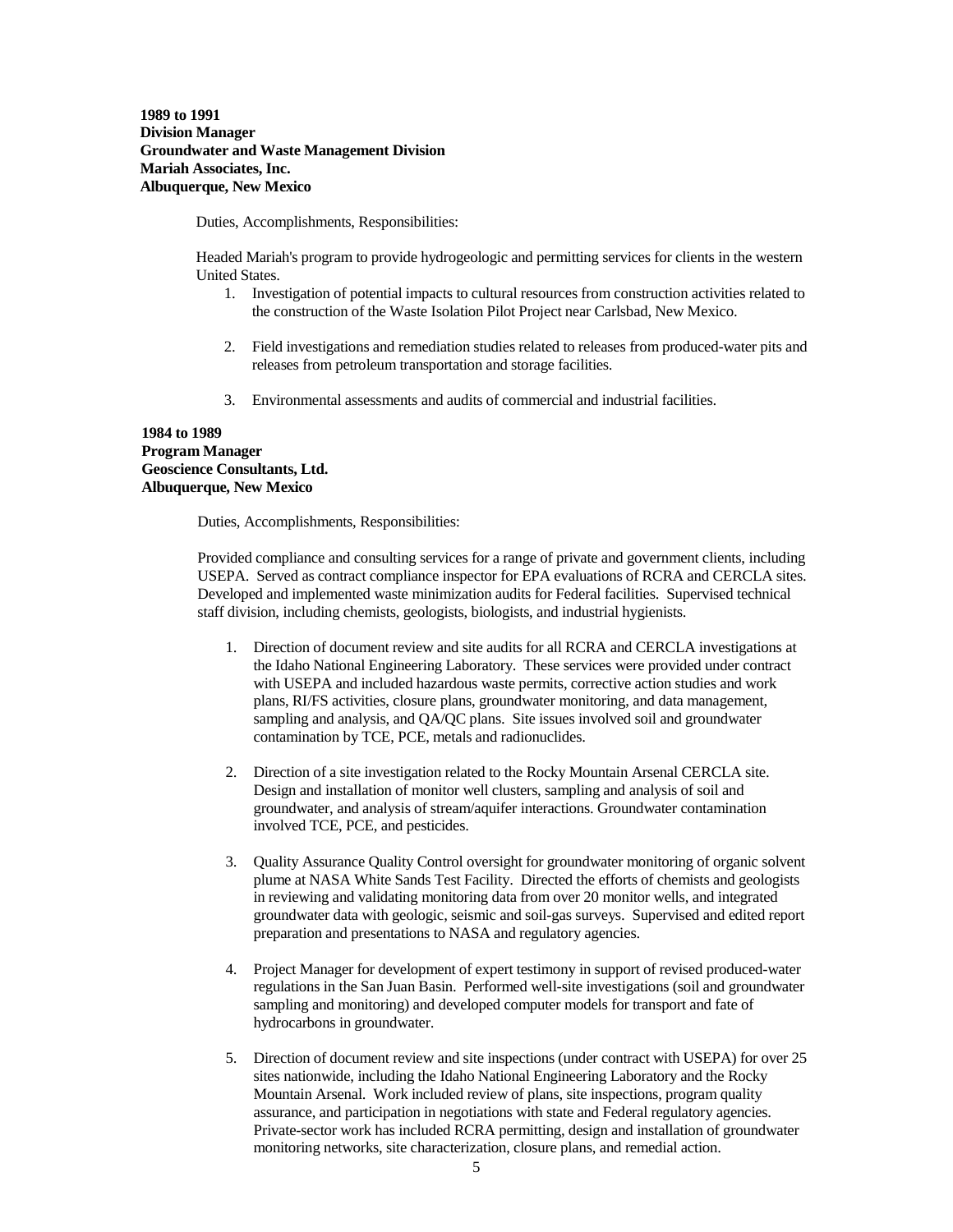**1989 to 1991**
**Division Manager**
**Groundwater and Waste Management Division**
**Mariah Associates, Inc.**
**Albuquerque, New Mexico**

Duties, Accomplishments, Responsibilities:

Headed Mariah's program to provide hydrogeologic and permitting services for clients in the western United States.

1. Investigation of potential impacts to cultural resources from construction activities related to the construction of the Waste Isolation Pilot Project near Carlsbad, New Mexico.

2. Field investigations and remediation studies related to releases from produced-water pits and releases from petroleum transportation and storage facilities.

3. Environmental assessments and audits of commercial and industrial facilities.

**1984 to 1989**
**Program Manager**
**Geoscience Consultants, Ltd.**
**Albuquerque, New Mexico**

Duties, Accomplishments, Responsibilities:

Provided compliance and consulting services for a range of private and government clients, including USEPA. Served as contract compliance inspector for EPA evaluations of RCRA and CERCLA sites. Developed and implemented waste minimization audits for Federal facilities. Supervised technical staff division, including chemists, geologists, biologists, and industrial hygienists.

1. Direction of document review and site audits for all RCRA and CERCLA investigations at the Idaho National Engineering Laboratory. These services were provided under contract with USEPA and included hazardous waste permits, corrective action studies and work plans, RI/FS activities, closure plans, groundwater monitoring, and data management, sampling and analysis, and QA/QC plans. Site issues involved soil and groundwater contamination by TCE, PCE, metals and radionuclides.

2. Direction of a site investigation related to the Rocky Mountain Arsenal CERCLA site. Design and installation of monitor well clusters, sampling and analysis of soil and groundwater, and analysis of stream/aquifer interactions. Groundwater contamination involved TCE, PCE, and pesticides.

3. Quality Assurance Quality Control oversight for groundwater monitoring of organic solvent plume at NASA White Sands Test Facility. Directed the efforts of chemists and geologists in reviewing and validating monitoring data from over 20 monitor wells, and integrated groundwater data with geologic, seismic and soil-gas surveys. Supervised and edited report preparation and presentations to NASA and regulatory agencies.

4. Project Manager for development of expert testimony in support of revised produced-water regulations in the San Juan Basin. Performed well-site investigations (soil and groundwater sampling and monitoring) and developed computer models for transport and fate of hydrocarbons in groundwater.

5. Direction of document review and site inspections (under contract with USEPA) for over 25 sites nationwide, including the Idaho National Engineering Laboratory and the Rocky Mountain Arsenal. Work included review of plans, site inspections, program quality assurance, and participation in negotiations with state and Federal regulatory agencies. Private-sector work has included RCRA permitting, design and installation of groundwater monitoring networks, site characterization, closure plans, and remedial action.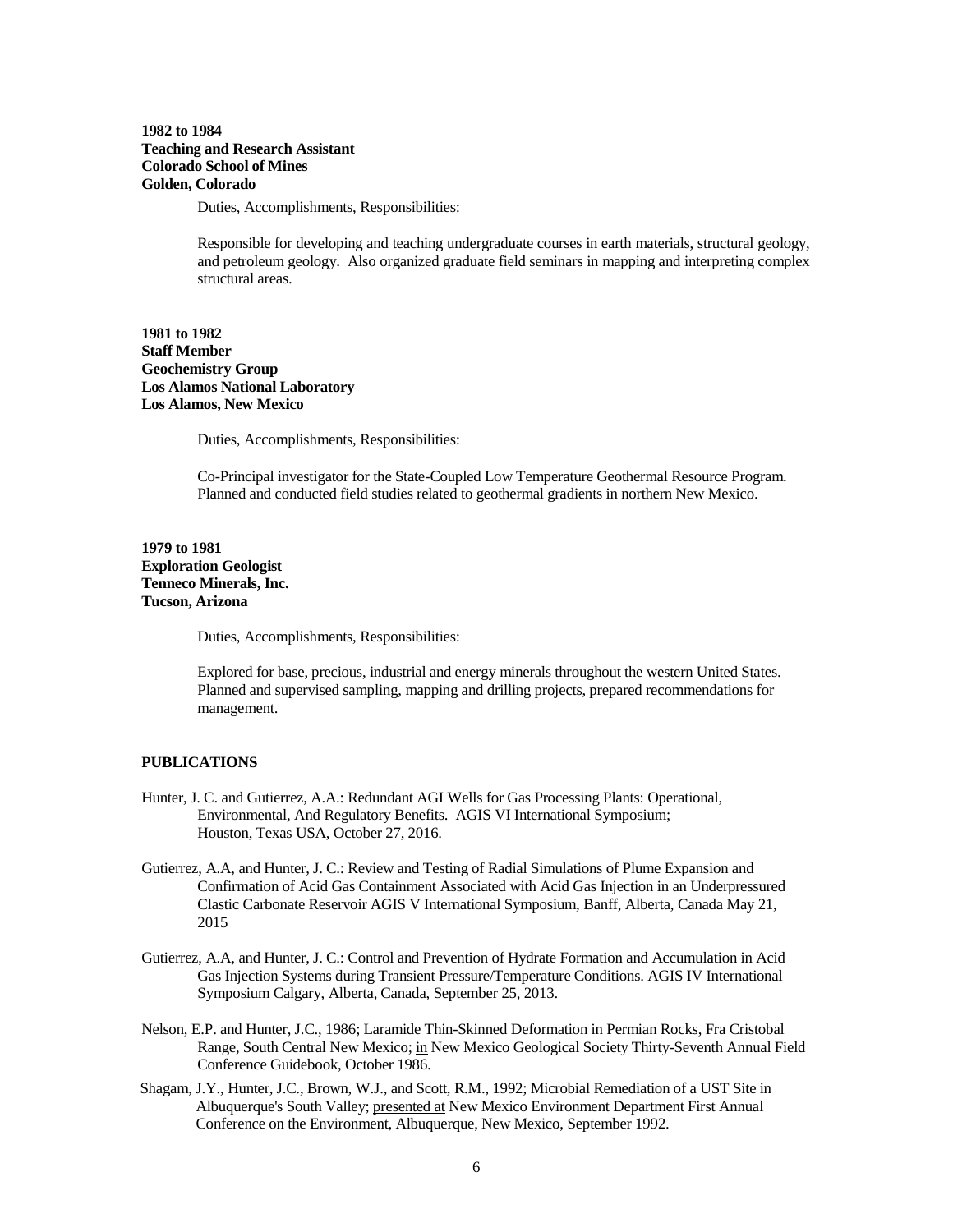**1982 to 1984**
**Teaching and Research Assistant**
**Colorado School of Mines**
**Golden, Colorado**

Duties, Accomplishments, Responsibilities:

Responsible for developing and teaching undergraduate courses in earth materials, structural geology, and petroleum geology. Also organized graduate field seminars in mapping and interpreting complex structural areas.

**1981 to 1982**
**Staff Member**
**Geochemistry Group**
**Los Alamos National Laboratory**
**Los Alamos, New Mexico**

Duties, Accomplishments, Responsibilities:

Co-Principal investigator for the State-Coupled Low Temperature Geothermal Resource Program. Planned and conducted field studies related to geothermal gradients in northern New Mexico.

**1979 to 1981**
**Exploration Geologist**
**Tenneco Minerals, Inc.**
**Tucson, Arizona**

Duties, Accomplishments, Responsibilities:

Explored for base, precious, industrial and energy minerals throughout the western United States. Planned and supervised sampling, mapping and drilling projects, prepared recommendations for management.

**PUBLICATIONS**

Hunter, J. C. and Gutierrez, A.A.: Redundant AGI Wells for Gas Processing Plants: Operational, Environmental, And Regulatory Benefits. AGIS VI International Symposium; Houston, Texas USA, October 27, 2016.

Gutierrez, A.A, and Hunter, J. C.: Review and Testing of Radial Simulations of Plume Expansion and Confirmation of Acid Gas Containment Associated with Acid Gas Injection in an Underpressured Clastic Carbonate Reservoir AGIS V International Symposium, Banff, Alberta, Canada May 21, 2015

Gutierrez, A.A, and Hunter, J. C.: Control and Prevention of Hydrate Formation and Accumulation in Acid Gas Injection Systems during Transient Pressure/Temperature Conditions. AGIS IV International Symposium Calgary, Alberta, Canada, September 25, 2013.

Nelson, E.P. and Hunter, J.C., 1986; Laramide Thin-Skinned Deformation in Permian Rocks, Fra Cristobal Range, South Central New Mexico; in New Mexico Geological Society Thirty-Seventh Annual Field Conference Guidebook, October 1986.

Shagam, J.Y., Hunter, J.C., Brown, W.J., and Scott, R.M., 1992; Microbial Remediation of a UST Site in Albuquerque's South Valley; presented at New Mexico Environment Department First Annual Conference on the Environment, Albuquerque, New Mexico, September 1992.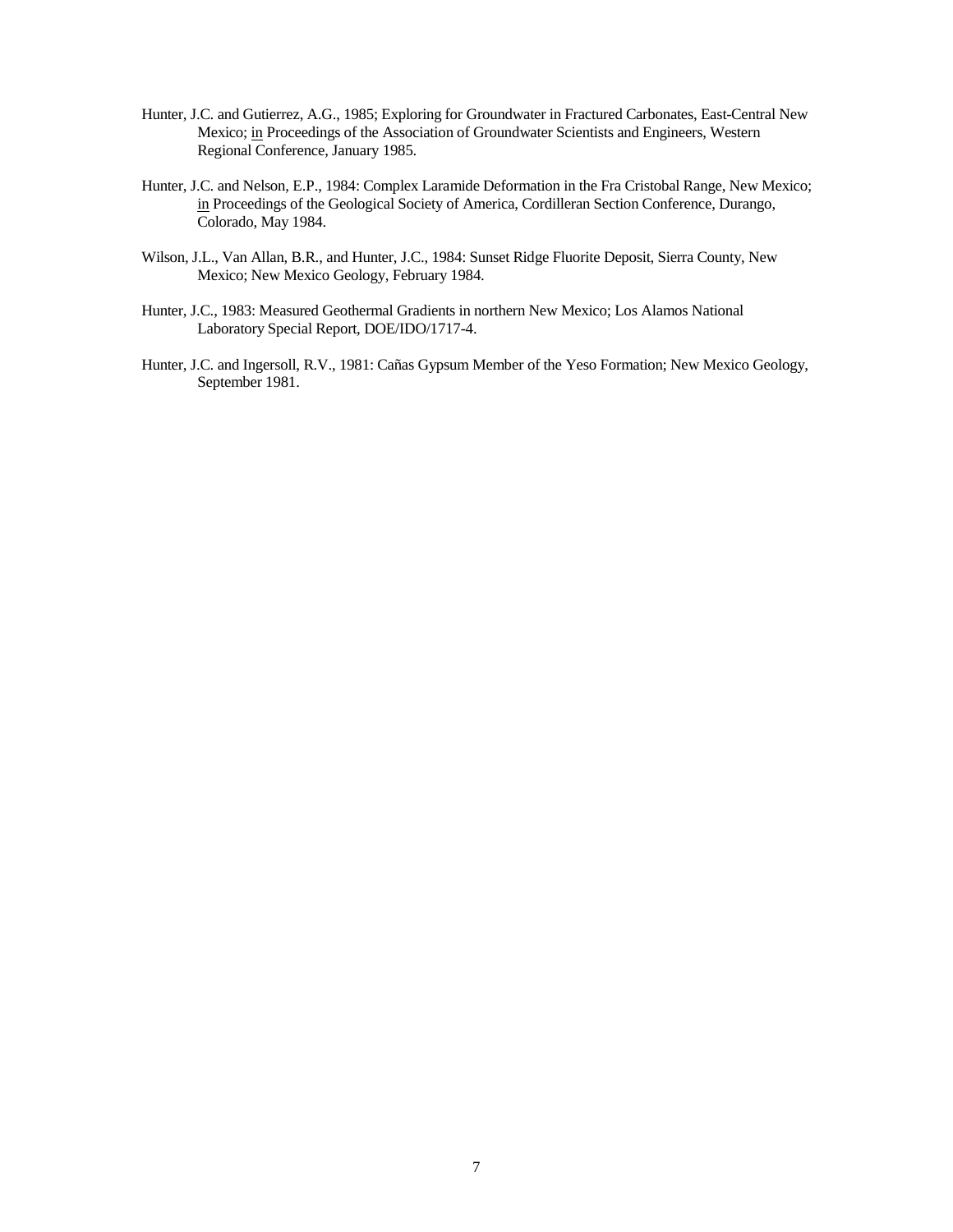Hunter, J.C. and Gutierrez, A.G., 1985; Exploring for Groundwater in Fractured Carbonates, East-Central New Mexico; in Proceedings of the Association of Groundwater Scientists and Engineers, Western Regional Conference, January 1985.

Hunter, J.C. and Nelson, E.P., 1984: Complex Laramide Deformation in the Fra Cristobal Range, New Mexico; in Proceedings of the Geological Society of America, Cordilleran Section Conference, Durango, Colorado, May 1984.

Wilson, J.L., Van Allan, B.R., and Hunter, J.C., 1984: Sunset Ridge Fluorite Deposit, Sierra County, New Mexico; New Mexico Geology, February 1984.

Hunter, J.C., 1983: Measured Geothermal Gradients in northern New Mexico; Los Alamos National Laboratory Special Report, DOE/IDO/1717-4.

Hunter, J.C. and Ingersoll, R.V., 1981: Cañas Gypsum Member of the Yeso Formation; New Mexico Geology, September 1981.